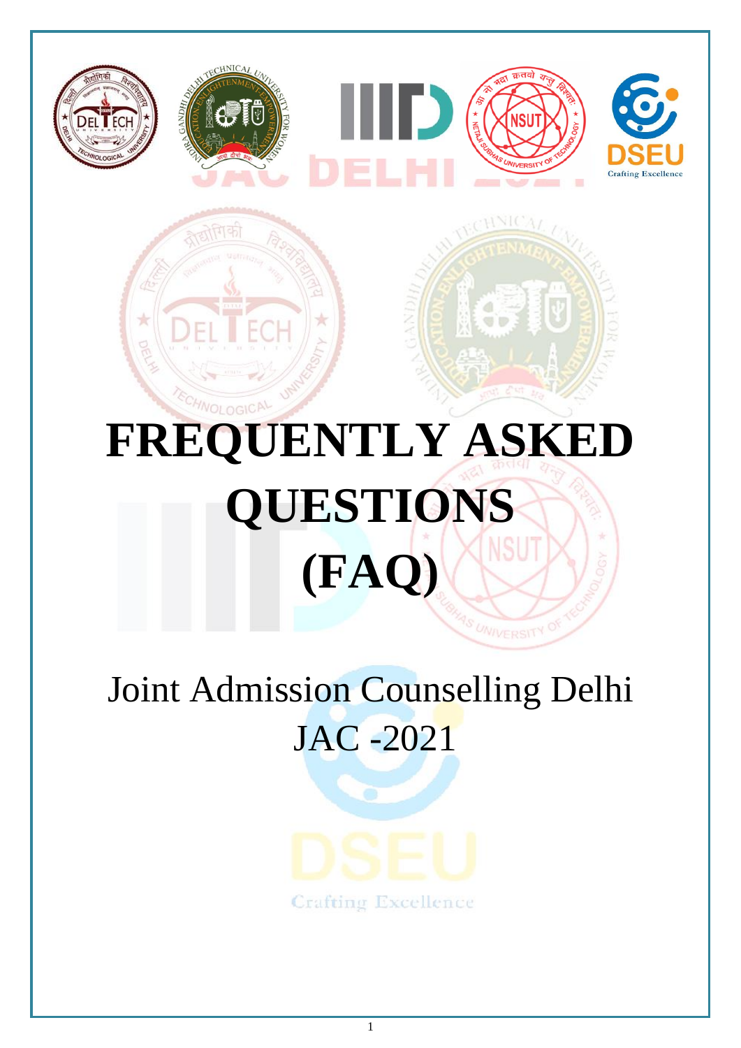# FREQUENTLY ASKED QUESTIONS (FAQ)

Joint Admission Counselling Delhi
JAC -2021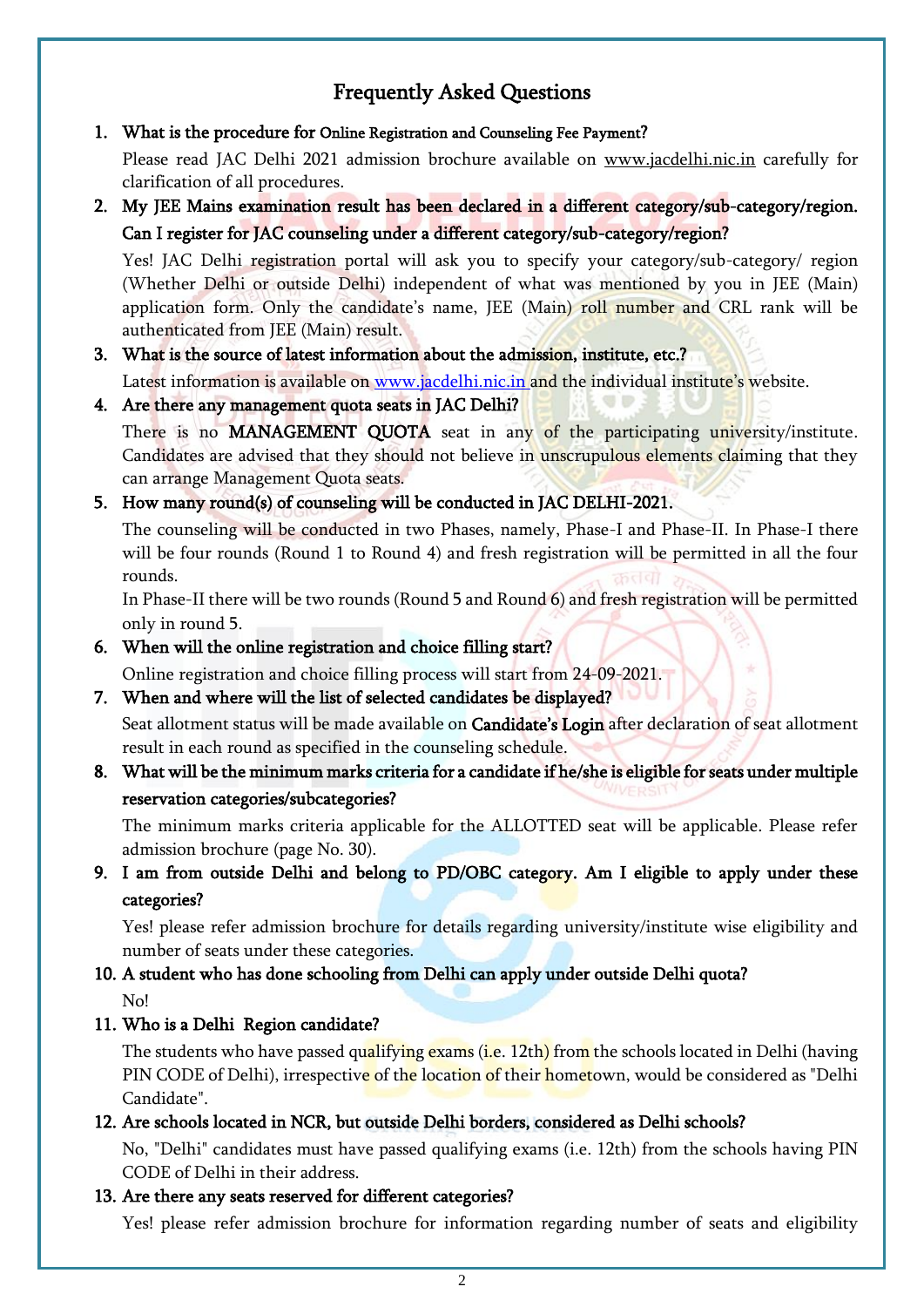# Frequently Asked Questions

1. **What is the procedure for Online Registration and Counseling Fee Payment?**

   Please read JAC Delhi 2021 admission brochure available on www.jacdelhi.nic.in carefully for clarification of all procedures.

2. **My JEE Mains examination result has been declared in a different category/sub-category/region. Can I register for JAC counseling under a different category/sub-category/region?**

   Yes! JAC Delhi registration portal will ask you to specify your category/sub-category/ region (Whether Delhi or outside Delhi) independent of what was mentioned by you in JEE (Main) application form. Only the candidate's name, JEE (Main) roll number and CRL rank will be authenticated from JEE (Main) result.

3. **What is the source of latest information about the admission, institute, etc.?**

   Latest information is available on www.jacdelhi.nic.in and the individual institute's website.

4. **Are there any management quota seats in JAC Delhi?**

   There is no **MANAGEMENT QUOTA** seat in any of the participating university/institute. Candidates are advised that they should not believe in unscrupulous elements claiming that they can arrange Management Quota seats.

5. **How many round(s) of counseling will be conducted in JAC DELHI-2021.**

   The counseling will be conducted in two Phases, namely, Phase-I and Phase-II. In Phase-I there will be four rounds (Round 1 to Round 4) and fresh registration will be permitted in all the four rounds.

   In Phase-II there will be two rounds (Round 5 and Round 6) and fresh registration will be permitted only in round 5.

6. **When will the online registration and choice filling start?**

   Online registration and choice filling process will start from 24-09-2021.

7. **When and where will the list of selected candidates be displayed?**

   Seat allotment status will be made available on **Candidate's Login** after declaration of seat allotment result in each round as specified in the counseling schedule.

8. **What will be the minimum marks criteria for a candidate if he/she is eligible for seats under multiple reservation categories/subcategories?**

   The minimum marks criteria applicable for the ALLOTTED seat will be applicable. Please refer admission brochure (page No. 30).

9. **I am from outside Delhi and belong to PD/OBC category. Am I eligible to apply under these categories?**

   Yes! please refer admission brochure for details regarding university/institute wise eligibility and number of seats under these categories.

10. **A student who has done schooling from Delhi can apply under outside Delhi quota?**

    No!

11. **Who is a Delhi Region candidate?**

    The students who have passed qualifying exams (i.e. 12th) from the schools located in Delhi (having PIN CODE of Delhi), irrespective of the location of their hometown, would be considered as "Delhi Candidate".

12. **Are schools located in NCR, but outside Delhi borders, considered as Delhi schools?**

    No, "Delhi" candidates must have passed qualifying exams (i.e. 12th) from the schools having PIN CODE of Delhi in their address.

13. **Are there any seats reserved for different categories?**

    Yes! please refer admission brochure for information regarding number of seats and eligibility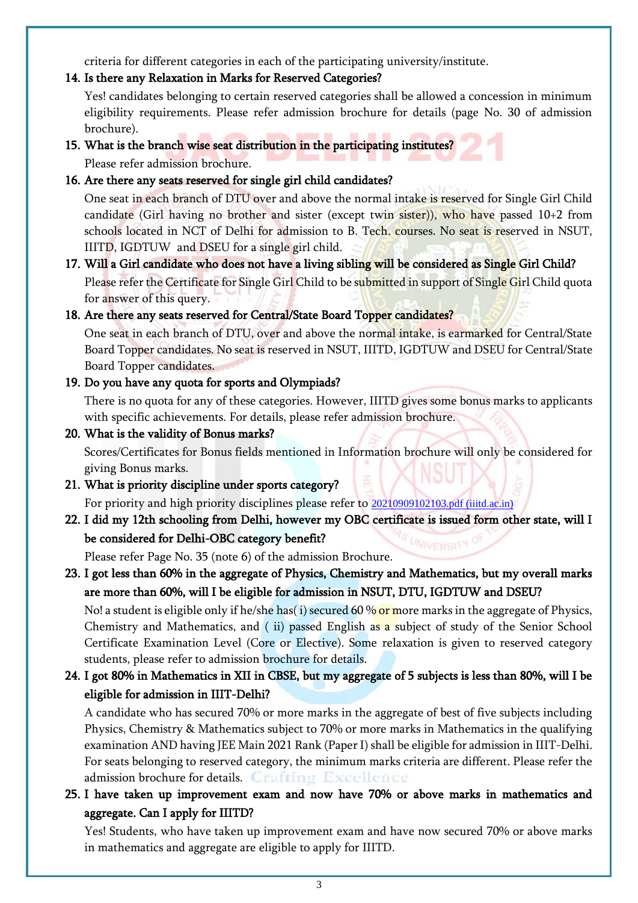criteria for different categories in each of the participating university/institute.

**14. Is there any Relaxation in Marks for Reserved Categories?**

Yes! candidates belonging to certain reserved categories shall be allowed a concession in minimum eligibility requirements. Please refer admission brochure for details (page No. 30 of admission brochure).

**15. What is the branch wise seat distribution in the participating institutes?**

Please refer admission brochure.

**16. Are there any seats reserved for single girl child candidates?**

One seat in each branch of DTU over and above the normal intake is reserved for Single Girl Child candidate (Girl having no brother and sister (except twin sister)), who have passed 10+2 from schools located in NCT of Delhi for admission to B. Tech. courses. No seat is reserved in NSUT, IIITD, IGDTUW and DSEU for a single girl child.

**17. Will a Girl candidate who does not have a living sibling will be considered as Single Girl Child?**

Please refer the Certificate for Single Girl Child to be submitted in support of Single Girl Child quota for answer of this query.

**18. Are there any seats reserved for Central/State Board Topper candidates?**

One seat in each branch of DTU, over and above the normal intake, is earmarked for Central/State Board Topper candidates. No seat is reserved in NSUT, IIITD, IGDTUW and DSEU for Central/State Board Topper candidates.

**19. Do you have any quota for sports and Olympiads?**

There is no quota for any of these categories. However, IIITD gives some bonus marks to applicants with specific achievements. For details, please refer admission brochure.

**20. What is the validity of Bonus marks?**

Scores/Certificates for Bonus fields mentioned in Information brochure will only be considered for giving Bonus marks.

**21. What is priority discipline under sports category?**

For priority and high priority disciplines please refer to [20210909102103.pdf (iiitd.ac.in)](20210909102103.pdf (iiitd.ac.in))

**22. I did my 12th schooling from Delhi, however my OBC certificate is issued form other state, will I be considered for Delhi-OBC category benefit?**

Please refer Page No. 35 (note 6) of the admission Brochure.

**23. I got less than 60% in the aggregate of Physics, Chemistry and Mathematics, but my overall marks are more than 60%, will I be eligible for admission in NSUT, DTU, IGDTUW and DSEU?**

No! a student is eligible only if he/she has( i) secured 60 % or more marks in the aggregate of Physics, Chemistry and Mathematics, and ( ii) passed English as a subject of study of the Senior School Certificate Examination Level (Core or Elective). Some relaxation is given to reserved category students, please refer to admission brochure for details.

**24. I got 80% in Mathematics in XII in CBSE, but my aggregate of 5 subjects is less than 80%, will I be eligible for admission in IIIT-Delhi?**

A candidate who has secured 70% or more marks in the aggregate of best of five subjects including Physics, Chemistry & Mathematics subject to 70% or more marks in Mathematics in the qualifying examination AND having JEE Main 2021 Rank (Paper I) shall be eligible for admission in IIIT-Delhi. For seats belonging to reserved category, the minimum marks criteria are different. Please refer the admission brochure for details.

**25. I have taken up improvement exam and now have 70% or above marks in mathematics and aggregate. Can I apply for IIITD?**

Yes! Students, who have taken up improvement exam and have now secured 70% or above marks in mathematics and aggregate are eligible to apply for IIITD.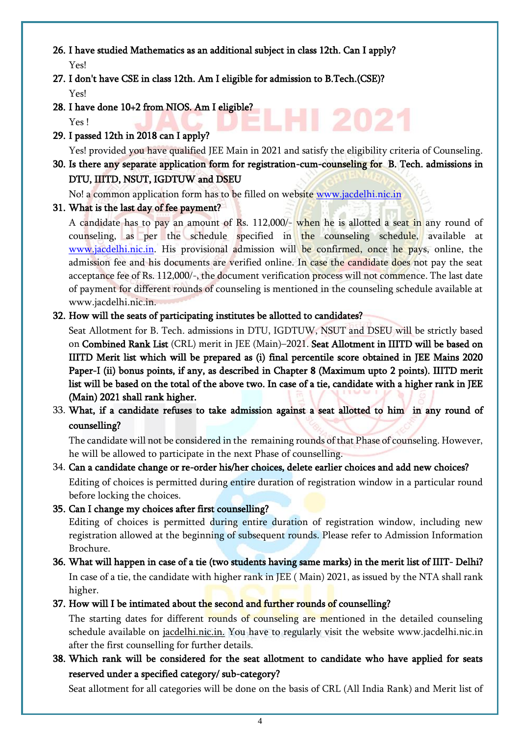26. **I have studied Mathematics as an additional subject in class 12th. Can I apply?**

    Yes!

27. **I don't have CSE in class 12th. Am I eligible for admission to B.Tech.(CSE)?**

    Yes!

28. **I have done 10+2 from NIOS. Am I eligible?**

    Yes !

29. **I passed 12th in 2018 can I apply?**

    Yes! provided you have qualified JEE Main in 2021 and satisfy the eligibility criteria of Counseling.

30. **Is there any separate application form for registration-cum-counseling for B. Tech. admissions in DTU, IIITD, NSUT, IGDTUW and DSEU**

    No! a common application form has to be filled on website www.jacdelhi.nic.in

31. **What is the last day of fee payment?**

    A candidate has to pay an amount of Rs. 112,000/- when he is allotted a seat in any round of counseling, as per the schedule specified in the counseling schedule, available at www.jacdelhi.nic.in. His provisional admission will be confirmed, once he pays, online, the admission fee and his documents are verified online. In case the candidate does not pay the seat acceptance fee of Rs. 112,000/-, the document verification process will not commence. The last date of payment for different rounds of counseling is mentioned in the counseling schedule available at www.jacdelhi.nic.in.

32. **How will the seats of participating institutes be allotted to candidates?**

    Seat Allotment for B. Tech. admissions in DTU, IGDTUW, NSUT and DSEU will be strictly based on **Combined Rank List** (CRL) merit in JEE (Main)–2021. **Seat Allotment in IIITD will be based on IIITD Merit list which will be prepared as (i) final percentile score obtained in JEE Mains 2020 Paper-I (ii) bonus points, if any, as described in Chapter 8 (Maximum upto 2 points). IIITD merit list will be based on the total of the above two. In case of a tie, candidate with a higher rank in JEE (Main) 2021 shall rank higher.**

33. **What, if a candidate refuses to take admission against a seat allotted to him in any round of counselling?**

    The candidate will not be considered in the remaining rounds of that Phase of counseling. However, he will be allowed to participate in the next Phase of counselling.

34. **Can a candidate change or re-order his/her choices, delete earlier choices and add new choices?**

    Editing of choices is permitted during entire duration of registration window in a particular round before locking the choices.

35. **Can I change my choices after first counselling?**

    Editing of choices is permitted during entire duration of registration window, including new registration allowed at the beginning of subsequent rounds. Please refer to Admission Information Brochure.

36. **What will happen in case of a tie (two students having same marks) in the merit list of IIIT- Delhi?**

    In case of a tie, the candidate with higher rank in JEE ( Main) 2021, as issued by the NTA shall rank higher.

37. **How will I be intimated about the second and further rounds of counselling?**

    The starting dates for different rounds of counseling are mentioned in the detailed counseling schedule available on jacdelhi.nic.in. You have to regularly visit the website www.jacdelhi.nic.in after the first counselling for further details.

38. **Which rank will be considered for the seat allotment to candidate who have applied for seats reserved under a specified category/ sub-category?**

    Seat allotment for all categories will be done on the basis of CRL (All India Rank) and Merit list of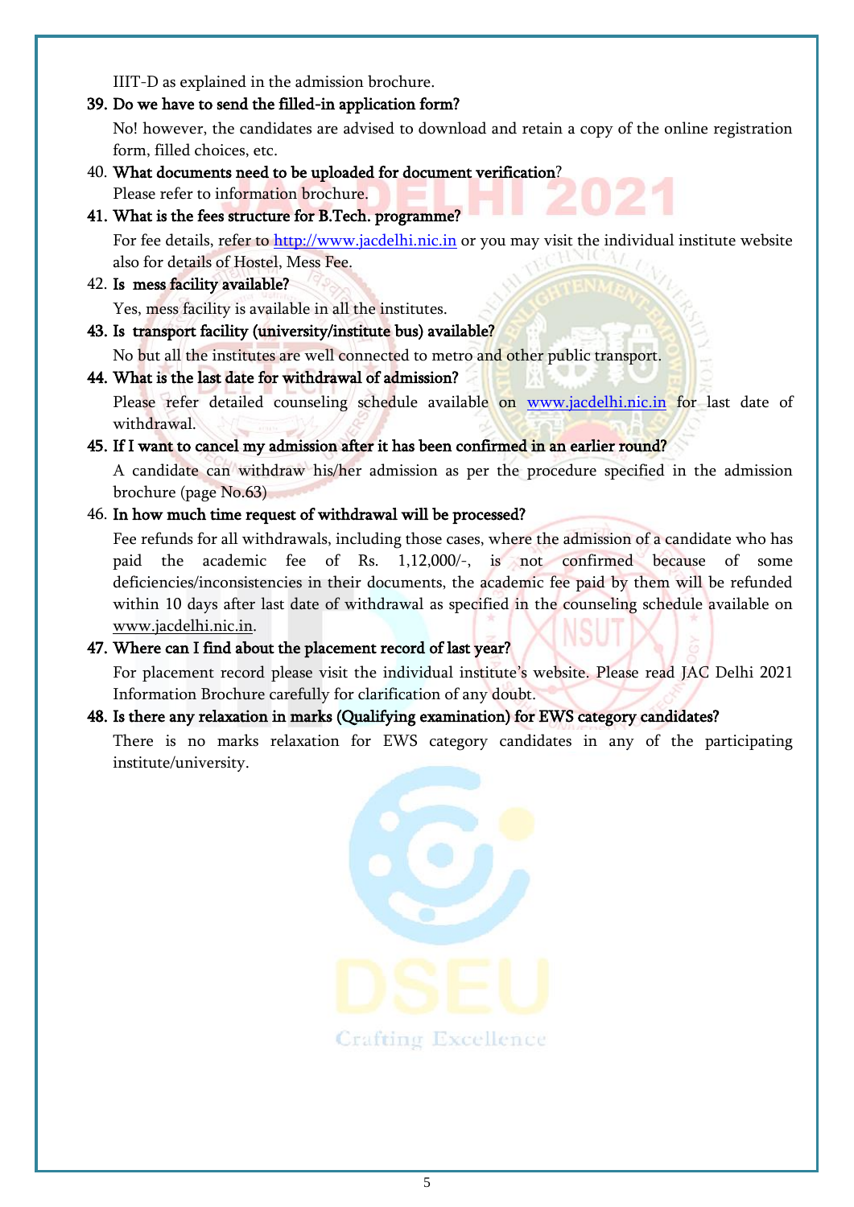IIIT-D as explained in the admission brochure.

**39. Do we have to send the filled-in application form?**

No! however, the candidates are advised to download and retain a copy of the online registration form, filled choices, etc.

40. **What documents need to be uploaded for document verification**?

Please refer to information brochure.

**41. What is the fees structure for B.Tech. programme?**

For fee details, refer to http://www.jacdelhi.nic.in or you may visit the individual institute website also for details of Hostel, Mess Fee.

42. **Is mess facility available?**

Yes, mess facility is available in all the institutes.

**43. Is transport facility (university/institute bus) available?**

No but all the institutes are well connected to metro and other public transport.

**44. What is the last date for withdrawal of admission?**

Please refer detailed counseling schedule available on www.jacdelhi.nic.in for last date of withdrawal.

**45. If I want to cancel my admission after it has been confirmed in an earlier round?**

A candidate can withdraw his/her admission as per the procedure specified in the admission brochure (page No.63)

46. **In how much time request of withdrawal will be processed?**

Fee refunds for all withdrawals, including those cases, where the admission of a candidate who has paid the academic fee of Rs. 1,12,000/-, is not confirmed because of some deficiencies/inconsistencies in their documents, the academic fee paid by them will be refunded within 10 days after last date of withdrawal as specified in the counseling schedule available on www.jacdelhi.nic.in.

**47. Where can I find about the placement record of last year?**

For placement record please visit the individual institute's website. Please read JAC Delhi 2021 Information Brochure carefully for clarification of any doubt.

**48. Is there any relaxation in marks (Qualifying examination) for EWS category candidates?**

There is no marks relaxation for EWS category candidates in any of the participating institute/university.